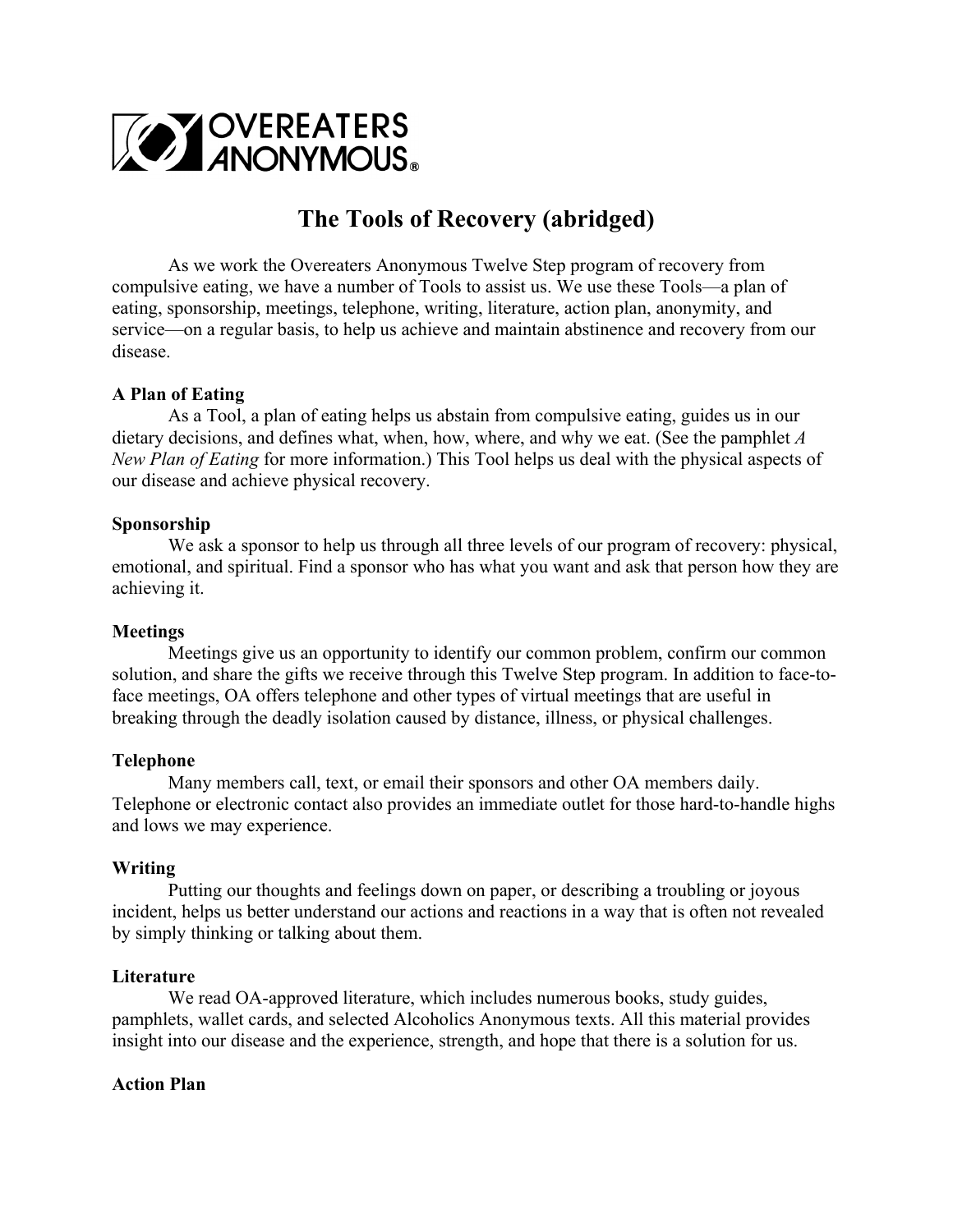OVEREATERS ANONYMOUS®

# The Tools of Recovery (abridged)

As we work the Overeaters Anonymous Twelve Step program of recovery from compulsive eating, we have a number of Tools to assist us. We use these Tools—a plan of eating, sponsorship, meetings, telephone, writing, literature, action plan, anonymity, and service—on a regular basis, to help us achieve and maintain abstinence and recovery from our disease.

**A Plan of Eating**

As a Tool, a plan of eating helps us abstain from compulsive eating, guides us in our dietary decisions, and defines what, when, how, where, and why we eat. (See the pamphlet *A New Plan of Eating* for more information.) This Tool helps us deal with the physical aspects of our disease and achieve physical recovery.

**Sponsorship**

We ask a sponsor to help us through all three levels of our program of recovery: physical, emotional, and spiritual. Find a sponsor who has what you want and ask that person how they are achieving it.

**Meetings**

Meetings give us an opportunity to identify our common problem, confirm our common solution, and share the gifts we receive through this Twelve Step program. In addition to face-to-face meetings, OA offers telephone and other types of virtual meetings that are useful in breaking through the deadly isolation caused by distance, illness, or physical challenges.

**Telephone**

Many members call, text, or email their sponsors and other OA members daily. Telephone or electronic contact also provides an immediate outlet for those hard-to-handle highs and lows we may experience.

**Writing**

Putting our thoughts and feelings down on paper, or describing a troubling or joyous incident, helps us better understand our actions and reactions in a way that is often not revealed by simply thinking or talking about them.

**Literature**

We read OA-approved literature, which includes numerous books, study guides, pamphlets, wallet cards, and selected Alcoholics Anonymous texts. All this material provides insight into our disease and the experience, strength, and hope that there is a solution for us.

**Action Plan**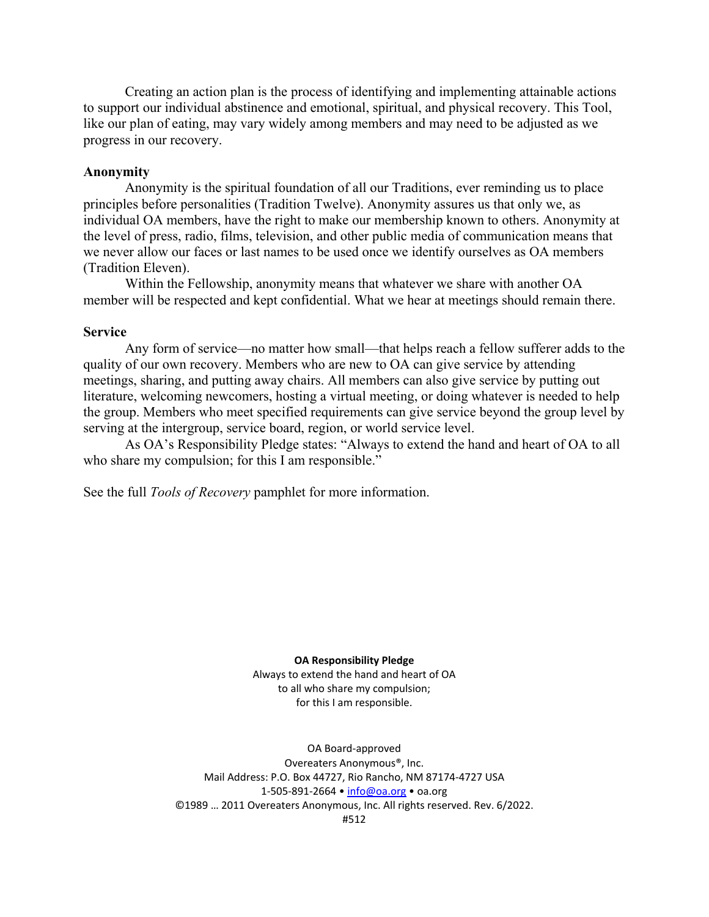Creating an action plan is the process of identifying and implementing attainable actions to support our individual abstinence and emotional, spiritual, and physical recovery. This Tool, like our plan of eating, may vary widely among members and may need to be adjusted as we progress in our recovery.

**Anonymity**

Anonymity is the spiritual foundation of all our Traditions, ever reminding us to place principles before personalities (Tradition Twelve). Anonymity assures us that only we, as individual OA members, have the right to make our membership known to others. Anonymity at the level of press, radio, films, television, and other public media of communication means that we never allow our faces or last names to be used once we identify ourselves as OA members (Tradition Eleven).

Within the Fellowship, anonymity means that whatever we share with another OA member will be respected and kept confidential. What we hear at meetings should remain there.

**Service**

Any form of service—no matter how small—that helps reach a fellow sufferer adds to the quality of our own recovery. Members who are new to OA can give service by attending meetings, sharing, and putting away chairs. All members can also give service by putting out literature, welcoming newcomers, hosting a virtual meeting, or doing whatever is needed to help the group. Members who meet specified requirements can give service beyond the group level by serving at the intergroup, service board, region, or world service level.

As OA's Responsibility Pledge states: "Always to extend the hand and heart of OA to all who share my compulsion; for this I am responsible."

See the full *Tools of Recovery* pamphlet for more information.

**OA Responsibility Pledge**
Always to extend the hand and heart of OA
to all who share my compulsion;
for this I am responsible.

OA Board-approved
Overeaters Anonymous®, Inc.
Mail Address: P.O. Box 44727, Rio Rancho, NM 87174-4727 USA
1-505-891-2664 • info@oa.org • oa.org
©1989 … 2011 Overeaters Anonymous, Inc. All rights reserved. Rev. 6/2022.
#512